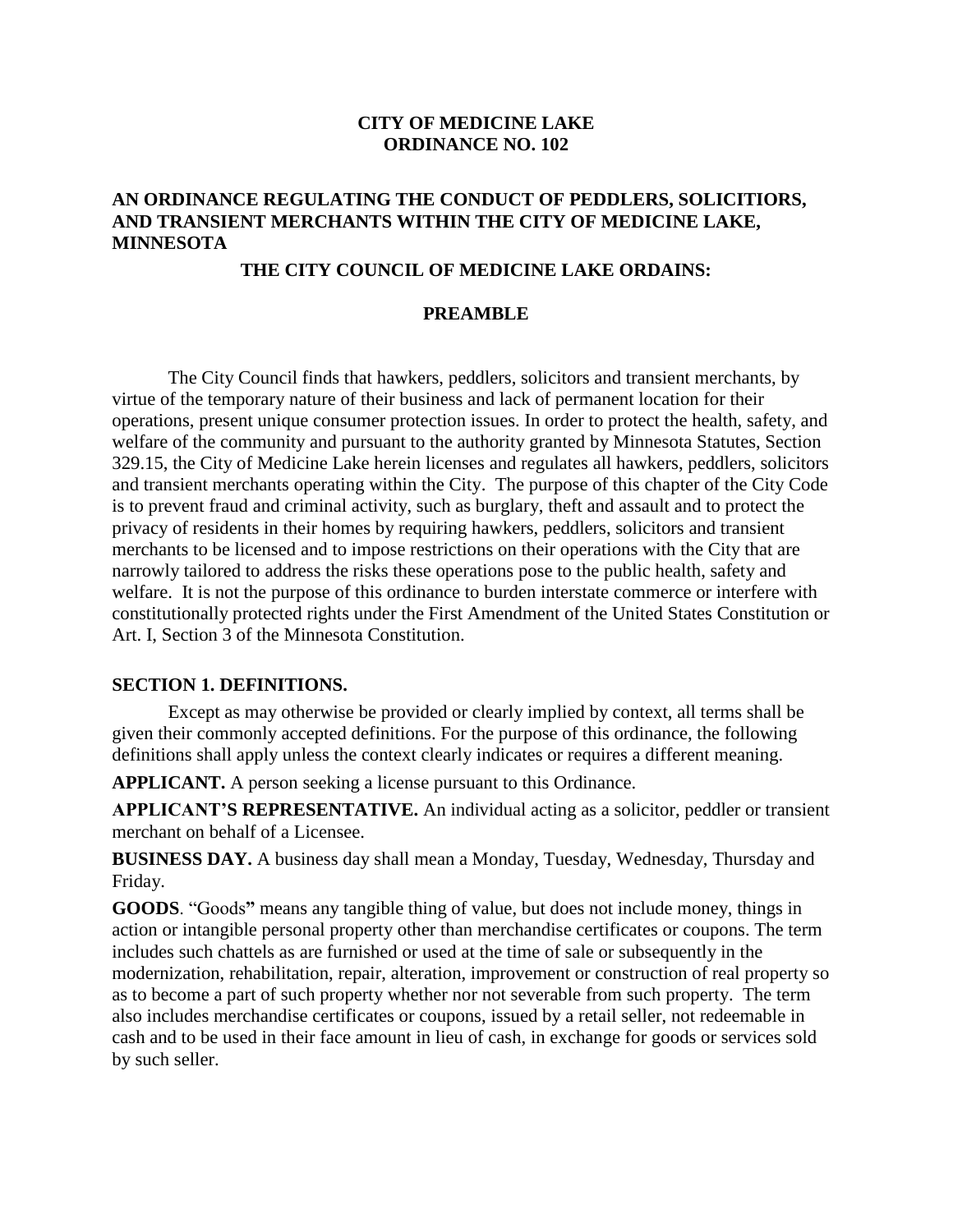**CITY OF MEDICINE LAKE**
**ORDINANCE NO. 102**

**AN ORDINANCE REGULATING THE CONDUCT OF PEDDLERS, SOLICITIORS, AND TRANSIENT MERCHANTS WITHIN THE CITY OF MEDICINE LAKE, MINNESOTA**

**THE CITY COUNCIL OF MEDICINE LAKE ORDAINS:**

## PREAMBLE

The City Council finds that hawkers, peddlers, solicitors and transient merchants, by virtue of the temporary nature of their business and lack of permanent location for their operations, present unique consumer protection issues. In order to protect the health, safety, and welfare of the community and pursuant to the authority granted by Minnesota Statutes, Section 329.15, the City of Medicine Lake herein licenses and regulates all hawkers, peddlers, solicitors and transient merchants operating within the City. The purpose of this chapter of the City Code is to prevent fraud and criminal activity, such as burglary, theft and assault and to protect the privacy of residents in their homes by requiring hawkers, peddlers, solicitors and transient merchants to be licensed and to impose restrictions on their operations with the City that are narrowly tailored to address the risks these operations pose to the public health, safety and welfare. It is not the purpose of this ordinance to burden interstate commerce or interfere with constitutionally protected rights under the First Amendment of the United States Constitution or Art. I, Section 3 of the Minnesota Constitution.

## SECTION 1. DEFINITIONS.

Except as may otherwise be provided or clearly implied by context, all terms shall be given their commonly accepted definitions. For the purpose of this ordinance, the following definitions shall apply unless the context clearly indicates or requires a different meaning.

**APPLICANT.** A person seeking a license pursuant to this Ordinance.

**APPLICANT'S REPRESENTATIVE.** An individual acting as a solicitor, peddler or transient merchant on behalf of a Licensee.

**BUSINESS DAY.** A business day shall mean a Monday, Tuesday, Wednesday, Thursday and Friday.

**GOODS**. "Goods**"** means any tangible thing of value, but does not include money, things in action or intangible personal property other than merchandise certificates or coupons. The term includes such chattels as are furnished or used at the time of sale or subsequently in the modernization, rehabilitation, repair, alteration, improvement or construction of real property so as to become a part of such property whether nor not severable from such property. The term also includes merchandise certificates or coupons, issued by a retail seller, not redeemable in cash and to be used in their face amount in lieu of cash, in exchange for goods or services sold by such seller.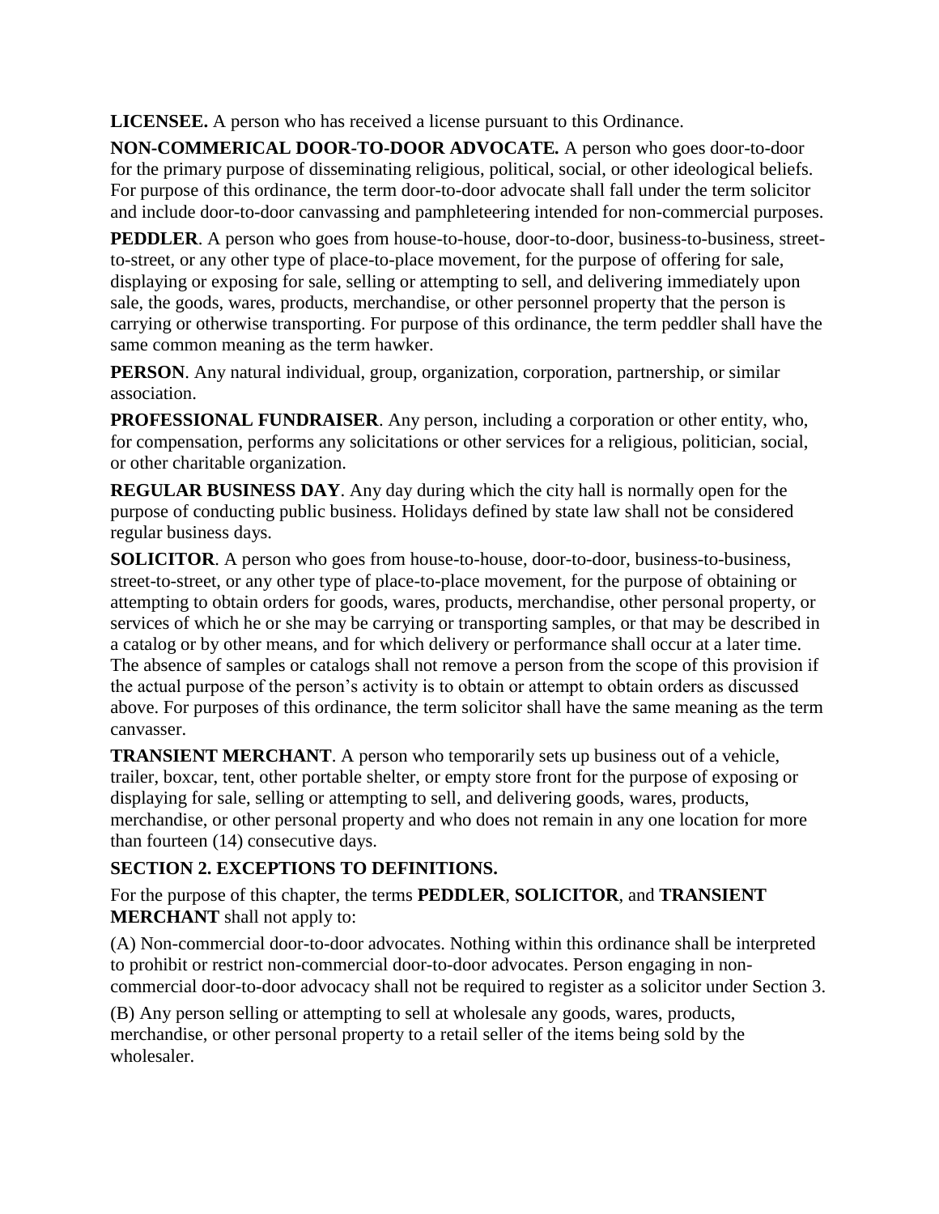**LICENSEE.** A person who has received a license pursuant to this Ordinance.

**NON-COMMERICAL DOOR-TO-DOOR ADVOCATE.** A person who goes door-to-door for the primary purpose of disseminating religious, political, social, or other ideological beliefs. For purpose of this ordinance, the term door-to-door advocate shall fall under the term solicitor and include door-to-door canvassing and pamphleteering intended for non-commercial purposes.

**PEDDLER**. A person who goes from house-to-house, door-to-door, business-to-business, street-to-street, or any other type of place-to-place movement, for the purpose of offering for sale, displaying or exposing for sale, selling or attempting to sell, and delivering immediately upon sale, the goods, wares, products, merchandise, or other personnel property that the person is carrying or otherwise transporting. For purpose of this ordinance, the term peddler shall have the same common meaning as the term hawker.

**PERSON**. Any natural individual, group, organization, corporation, partnership, or similar association.

**PROFESSIONAL FUNDRAISER**. Any person, including a corporation or other entity, who, for compensation, performs any solicitations or other services for a religious, politician, social, or other charitable organization.

**REGULAR BUSINESS DAY**. Any day during which the city hall is normally open for the purpose of conducting public business. Holidays defined by state law shall not be considered regular business days.

**SOLICITOR**. A person who goes from house-to-house, door-to-door, business-to-business, street-to-street, or any other type of place-to-place movement, for the purpose of obtaining or attempting to obtain orders for goods, wares, products, merchandise, other personal property, or services of which he or she may be carrying or transporting samples, or that may be described in a catalog or by other means, and for which delivery or performance shall occur at a later time. The absence of samples or catalogs shall not remove a person from the scope of this provision if the actual purpose of the person's activity is to obtain or attempt to obtain orders as discussed above. For purposes of this ordinance, the term solicitor shall have the same meaning as the term canvasser.

**TRANSIENT MERCHANT**. A person who temporarily sets up business out of a vehicle, trailer, boxcar, tent, other portable shelter, or empty store front for the purpose of exposing or displaying for sale, selling or attempting to sell, and delivering goods, wares, products, merchandise, or other personal property and who does not remain in any one location for more than fourteen (14) consecutive days.

**SECTION 2. EXCEPTIONS TO DEFINITIONS.**

For the purpose of this chapter, the terms **PEDDLER**, **SOLICITOR**, and **TRANSIENT MERCHANT** shall not apply to:

(A) Non-commercial door-to-door advocates. Nothing within this ordinance shall be interpreted to prohibit or restrict non-commercial door-to-door advocates. Person engaging in non-commercial door-to-door advocacy shall not be required to register as a solicitor under Section 3.

(B) Any person selling or attempting to sell at wholesale any goods, wares, products, merchandise, or other personal property to a retail seller of the items being sold by the wholesaler.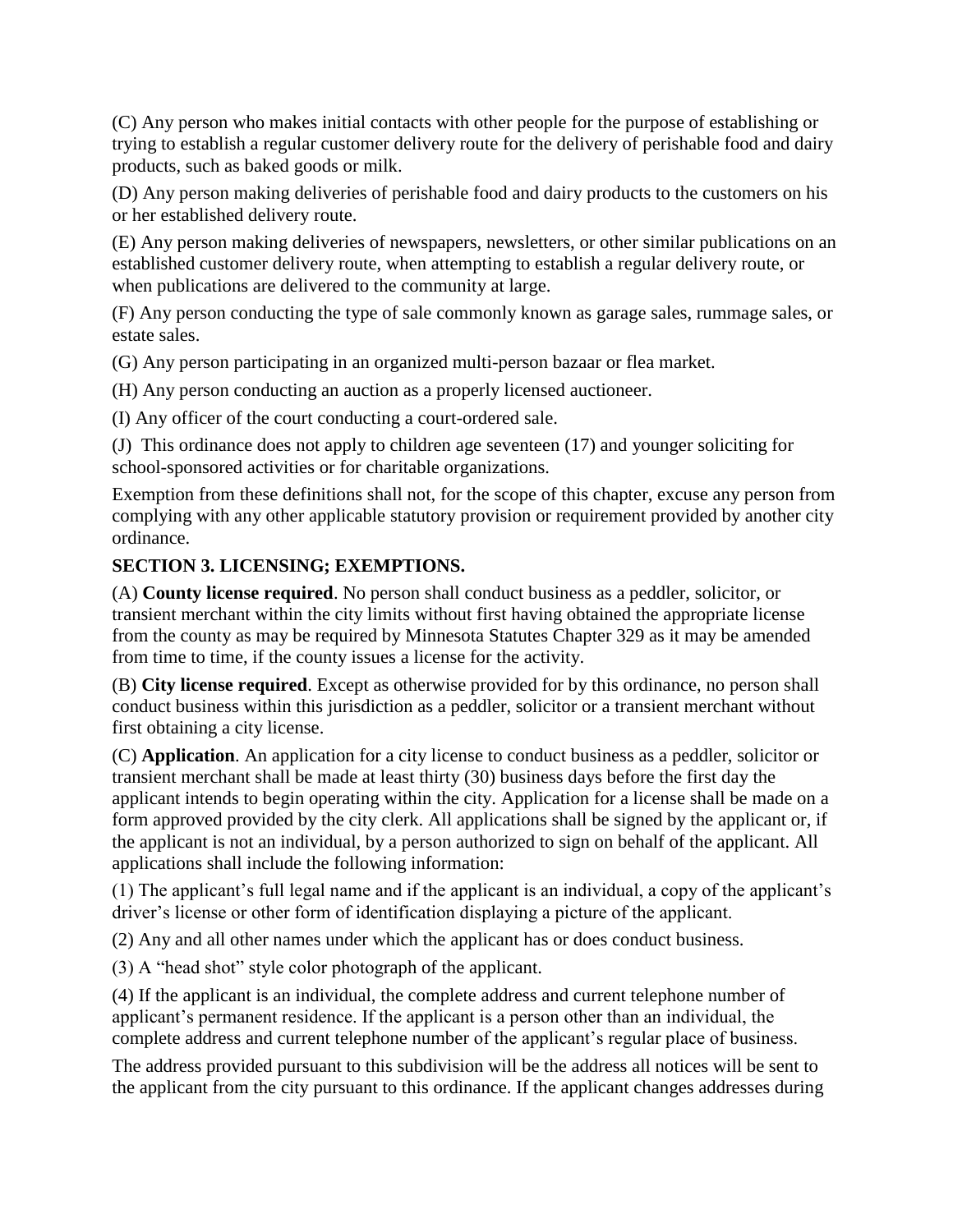(C) Any person who makes initial contacts with other people for the purpose of establishing or trying to establish a regular customer delivery route for the delivery of perishable food and dairy products, such as baked goods or milk.

(D) Any person making deliveries of perishable food and dairy products to the customers on his or her established delivery route.

(E) Any person making deliveries of newspapers, newsletters, or other similar publications on an established customer delivery route, when attempting to establish a regular delivery route, or when publications are delivered to the community at large.

(F) Any person conducting the type of sale commonly known as garage sales, rummage sales, or estate sales.

(G) Any person participating in an organized multi-person bazaar or flea market.

(H) Any person conducting an auction as a properly licensed auctioneer.

(I) Any officer of the court conducting a court-ordered sale.

(J) This ordinance does not apply to children age seventeen (17) and younger soliciting for school-sponsored activities or for charitable organizations.

Exemption from these definitions shall not, for the scope of this chapter, excuse any person from complying with any other applicable statutory provision or requirement provided by another city ordinance.

**SECTION 3. LICENSING; EXEMPTIONS.**

(A) **County license required**. No person shall conduct business as a peddler, solicitor, or transient merchant within the city limits without first having obtained the appropriate license from the county as may be required by Minnesota Statutes Chapter 329 as it may be amended from time to time, if the county issues a license for the activity.

(B) **City license required**. Except as otherwise provided for by this ordinance, no person shall conduct business within this jurisdiction as a peddler, solicitor or a transient merchant without first obtaining a city license.

(C) **Application**. An application for a city license to conduct business as a peddler, solicitor or transient merchant shall be made at least thirty (30) business days before the first day the applicant intends to begin operating within the city. Application for a license shall be made on a form approved provided by the city clerk. All applications shall be signed by the applicant or, if the applicant is not an individual, by a person authorized to sign on behalf of the applicant. All applications shall include the following information:

(1) The applicant's full legal name and if the applicant is an individual, a copy of the applicant's driver's license or other form of identification displaying a picture of the applicant.

(2) Any and all other names under which the applicant has or does conduct business.

(3) A "head shot" style color photograph of the applicant.

(4) If the applicant is an individual, the complete address and current telephone number of applicant's permanent residence. If the applicant is a person other than an individual, the complete address and current telephone number of the applicant's regular place of business.

The address provided pursuant to this subdivision will be the address all notices will be sent to the applicant from the city pursuant to this ordinance. If the applicant changes addresses during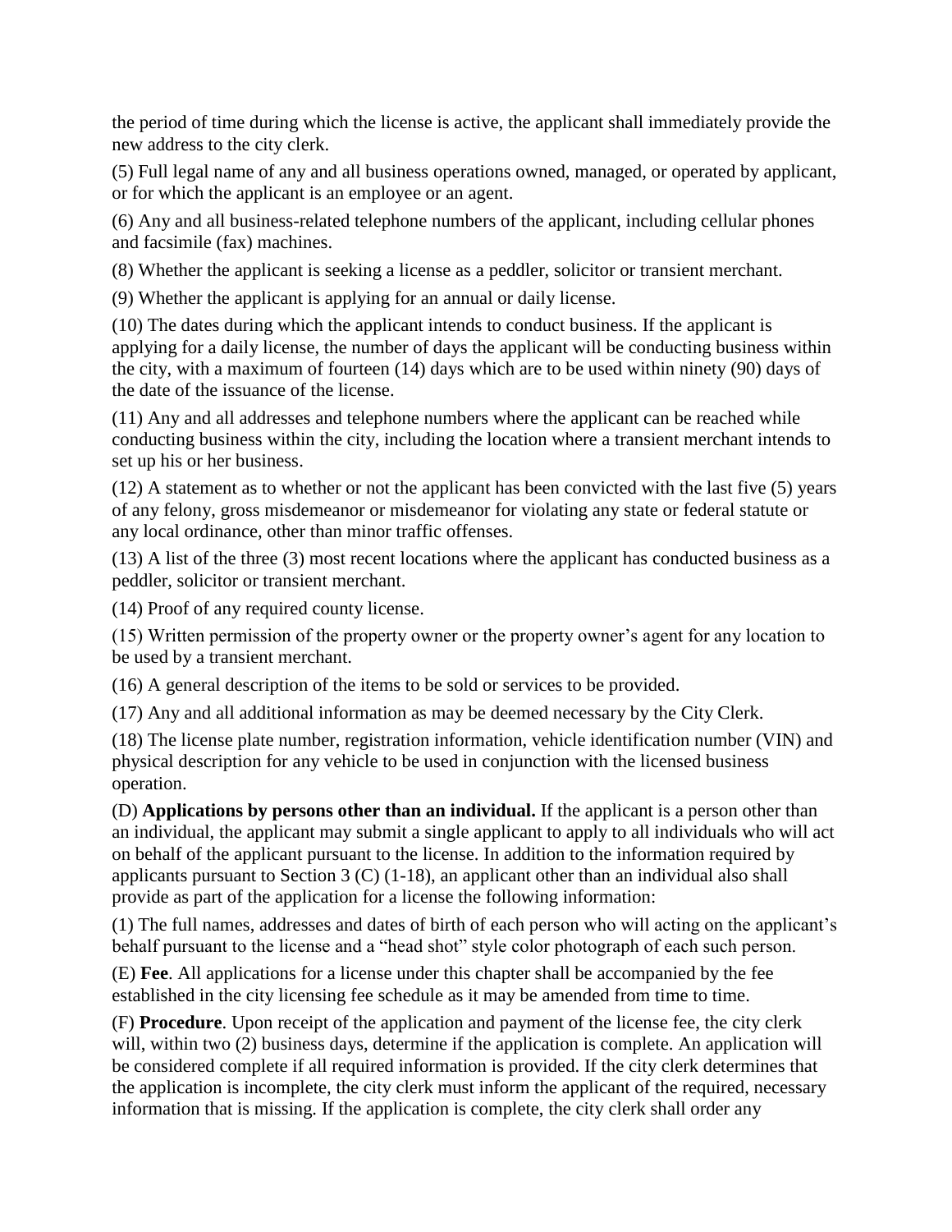the period of time during which the license is active, the applicant shall immediately provide the new address to the city clerk.

(5) Full legal name of any and all business operations owned, managed, or operated by applicant, or for which the applicant is an employee or an agent.

(6) Any and all business-related telephone numbers of the applicant, including cellular phones and facsimile (fax) machines.

(8) Whether the applicant is seeking a license as a peddler, solicitor or transient merchant.

(9) Whether the applicant is applying for an annual or daily license.

(10) The dates during which the applicant intends to conduct business. If the applicant is applying for a daily license, the number of days the applicant will be conducting business within the city, with a maximum of fourteen (14) days which are to be used within ninety (90) days of the date of the issuance of the license.

(11) Any and all addresses and telephone numbers where the applicant can be reached while conducting business within the city, including the location where a transient merchant intends to set up his or her business.

(12) A statement as to whether or not the applicant has been convicted with the last five (5) years of any felony, gross misdemeanor or misdemeanor for violating any state or federal statute or any local ordinance, other than minor traffic offenses.

(13) A list of the three (3) most recent locations where the applicant has conducted business as a peddler, solicitor or transient merchant.

(14) Proof of any required county license.

(15) Written permission of the property owner or the property owner's agent for any location to be used by a transient merchant.

(16) A general description of the items to be sold or services to be provided.

(17) Any and all additional information as may be deemed necessary by the City Clerk.

(18) The license plate number, registration information, vehicle identification number (VIN) and physical description for any vehicle to be used in conjunction with the licensed business operation.

(D) **Applications by persons other than an individual.** If the applicant is a person other than an individual, the applicant may submit a single applicant to apply to all individuals who will act on behalf of the applicant pursuant to the license. In addition to the information required by applicants pursuant to Section 3 (C) (1-18), an applicant other than an individual also shall provide as part of the application for a license the following information:

(1) The full names, addresses and dates of birth of each person who will acting on the applicant's behalf pursuant to the license and a "head shot" style color photograph of each such person.

(E) **Fee**. All applications for a license under this chapter shall be accompanied by the fee established in the city licensing fee schedule as it may be amended from time to time.

(F) **Procedure**. Upon receipt of the application and payment of the license fee, the city clerk will, within two (2) business days, determine if the application is complete. An application will be considered complete if all required information is provided. If the city clerk determines that the application is incomplete, the city clerk must inform the applicant of the required, necessary information that is missing. If the application is complete, the city clerk shall order any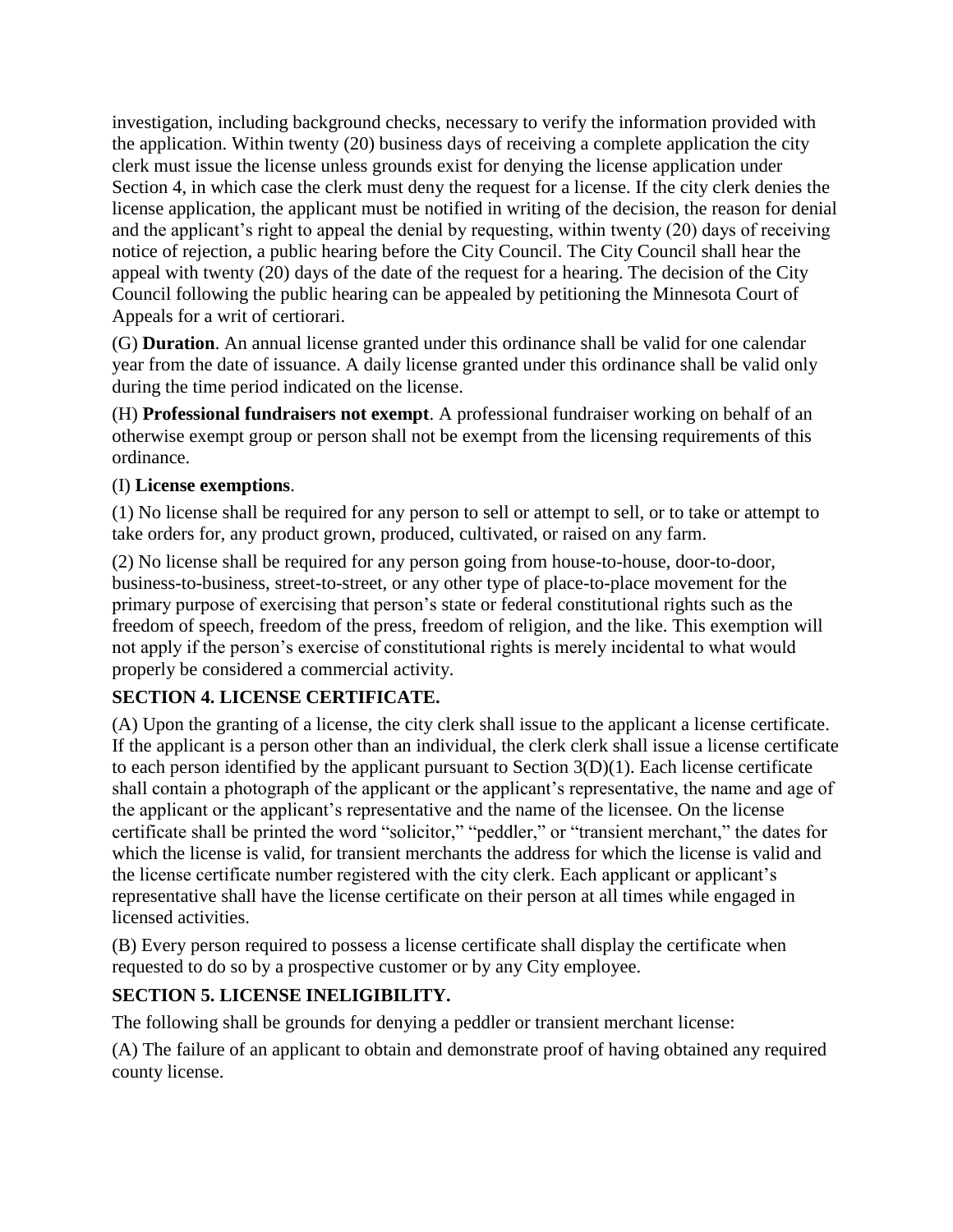investigation, including background checks, necessary to verify the information provided with the application. Within twenty (20) business days of receiving a complete application the city clerk must issue the license unless grounds exist for denying the license application under Section 4, in which case the clerk must deny the request for a license. If the city clerk denies the license application, the applicant must be notified in writing of the decision, the reason for denial and the applicant's right to appeal the denial by requesting, within twenty (20) days of receiving notice of rejection, a public hearing before the City Council. The City Council shall hear the appeal with twenty (20) days of the date of the request for a hearing. The decision of the City Council following the public hearing can be appealed by petitioning the Minnesota Court of Appeals for a writ of certiorari.

(G) **Duration**. An annual license granted under this ordinance shall be valid for one calendar year from the date of issuance. A daily license granted under this ordinance shall be valid only during the time period indicated on the license.

(H) **Professional fundraisers not exempt**. A professional fundraiser working on behalf of an otherwise exempt group or person shall not be exempt from the licensing requirements of this ordinance.

(I) **License exemptions**.

(1) No license shall be required for any person to sell or attempt to sell, or to take or attempt to take orders for, any product grown, produced, cultivated, or raised on any farm.

(2) No license shall be required for any person going from house-to-house, door-to-door, business-to-business, street-to-street, or any other type of place-to-place movement for the primary purpose of exercising that person's state or federal constitutional rights such as the freedom of speech, freedom of the press, freedom of religion, and the like. This exemption will not apply if the person's exercise of constitutional rights is merely incidental to what would properly be considered a commercial activity.

**SECTION 4. LICENSE CERTIFICATE.**

(A) Upon the granting of a license, the city clerk shall issue to the applicant a license certificate. If the applicant is a person other than an individual, the clerk clerk shall issue a license certificate to each person identified by the applicant pursuant to Section 3(D)(1). Each license certificate shall contain a photograph of the applicant or the applicant's representative, the name and age of the applicant or the applicant's representative and the name of the licensee. On the license certificate shall be printed the word "solicitor," "peddler," or "transient merchant," the dates for which the license is valid, for transient merchants the address for which the license is valid and the license certificate number registered with the city clerk. Each applicant or applicant's representative shall have the license certificate on their person at all times while engaged in licensed activities.

(B) Every person required to possess a license certificate shall display the certificate when requested to do so by a prospective customer or by any City employee.

**SECTION 5. LICENSE INELIGIBILITY.**

The following shall be grounds for denying a peddler or transient merchant license:

(A) The failure of an applicant to obtain and demonstrate proof of having obtained any required county license.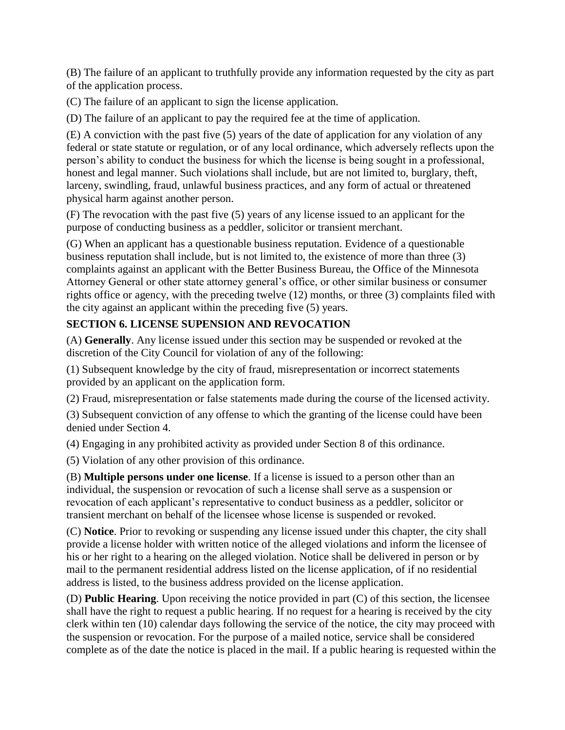(B) The failure of an applicant to truthfully provide any information requested by the city as part of the application process.

(C) The failure of an applicant to sign the license application.

(D) The failure of an applicant to pay the required fee at the time of application.

(E) A conviction with the past five (5) years of the date of application for any violation of any federal or state statute or regulation, or of any local ordinance, which adversely reflects upon the person's ability to conduct the business for which the license is being sought in a professional, honest and legal manner. Such violations shall include, but are not limited to, burglary, theft, larceny, swindling, fraud, unlawful business practices, and any form of actual or threatened physical harm against another person.

(F) The revocation with the past five (5) years of any license issued to an applicant for the purpose of conducting business as a peddler, solicitor or transient merchant.

(G) When an applicant has a questionable business reputation. Evidence of a questionable business reputation shall include, but is not limited to, the existence of more than three (3) complaints against an applicant with the Better Business Bureau, the Office of the Minnesota Attorney General or other state attorney general's office, or other similar business or consumer rights office or agency, with the preceding twelve (12) months, or three (3) complaints filed with the city against an applicant within the preceding five (5) years.

**SECTION 6. LICENSE SUPENSION AND REVOCATION**

(A) **Generally**. Any license issued under this section may be suspended or revoked at the discretion of the City Council for violation of any of the following:

(1) Subsequent knowledge by the city of fraud, misrepresentation or incorrect statements provided by an applicant on the application form.

(2) Fraud, misrepresentation or false statements made during the course of the licensed activity.

(3) Subsequent conviction of any offense to which the granting of the license could have been denied under Section 4.

(4) Engaging in any prohibited activity as provided under Section 8 of this ordinance.

(5) Violation of any other provision of this ordinance.

(B) **Multiple persons under one license**. If a license is issued to a person other than an individual, the suspension or revocation of such a license shall serve as a suspension or revocation of each applicant's representative to conduct business as a peddler, solicitor or transient merchant on behalf of the licensee whose license is suspended or revoked.

(C) **Notice**. Prior to revoking or suspending any license issued under this chapter, the city shall provide a license holder with written notice of the alleged violations and inform the licensee of his or her right to a hearing on the alleged violation. Notice shall be delivered in person or by mail to the permanent residential address listed on the license application, of if no residential address is listed, to the business address provided on the license application.

(D) **Public Hearing**. Upon receiving the notice provided in part (C) of this section, the licensee shall have the right to request a public hearing. If no request for a hearing is received by the city clerk within ten (10) calendar days following the service of the notice, the city may proceed with the suspension or revocation. For the purpose of a mailed notice, service shall be considered complete as of the date the notice is placed in the mail. If a public hearing is requested within the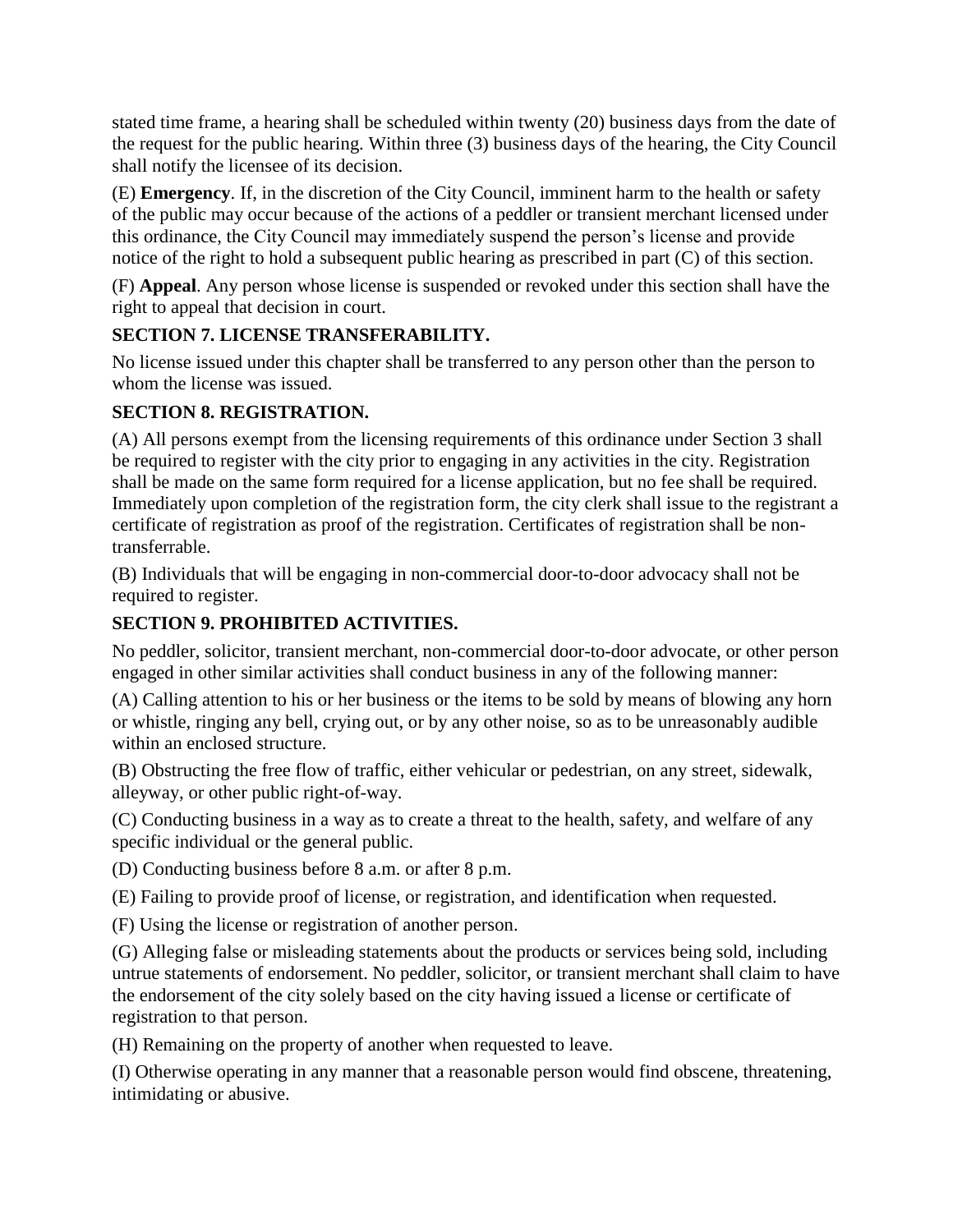stated time frame, a hearing shall be scheduled within twenty (20) business days from the date of the request for the public hearing. Within three (3) business days of the hearing, the City Council shall notify the licensee of its decision.

(E) **Emergency**. If, in the discretion of the City Council, imminent harm to the health or safety of the public may occur because of the actions of a peddler or transient merchant licensed under this ordinance, the City Council may immediately suspend the person's license and provide notice of the right to hold a subsequent public hearing as prescribed in part (C) of this section.

(F) **Appeal**. Any person whose license is suspended or revoked under this section shall have the right to appeal that decision in court.

### SECTION 7. LICENSE TRANSFERABILITY.

No license issued under this chapter shall be transferred to any person other than the person to whom the license was issued.

### SECTION 8. REGISTRATION.

(A) All persons exempt from the licensing requirements of this ordinance under Section 3 shall be required to register with the city prior to engaging in any activities in the city. Registration shall be made on the same form required for a license application, but no fee shall be required. Immediately upon completion of the registration form, the city clerk shall issue to the registrant a certificate of registration as proof of the registration. Certificates of registration shall be non-transferrable.

(B) Individuals that will be engaging in non-commercial door-to-door advocacy shall not be required to register.

### SECTION 9. PROHIBITED ACTIVITIES.

No peddler, solicitor, transient merchant, non-commercial door-to-door advocate, or other person engaged in other similar activities shall conduct business in any of the following manner:

(A) Calling attention to his or her business or the items to be sold by means of blowing any horn or whistle, ringing any bell, crying out, or by any other noise, so as to be unreasonably audible within an enclosed structure.

(B) Obstructing the free flow of traffic, either vehicular or pedestrian, on any street, sidewalk, alleyway, or other public right-of-way.

(C) Conducting business in a way as to create a threat to the health, safety, and welfare of any specific individual or the general public.

(D) Conducting business before 8 a.m. or after 8 p.m.

(E) Failing to provide proof of license, or registration, and identification when requested.

(F) Using the license or registration of another person.

(G) Alleging false or misleading statements about the products or services being sold, including untrue statements of endorsement. No peddler, solicitor, or transient merchant shall claim to have the endorsement of the city solely based on the city having issued a license or certificate of registration to that person.

(H) Remaining on the property of another when requested to leave.

(I) Otherwise operating in any manner that a reasonable person would find obscene, threatening, intimidating or abusive.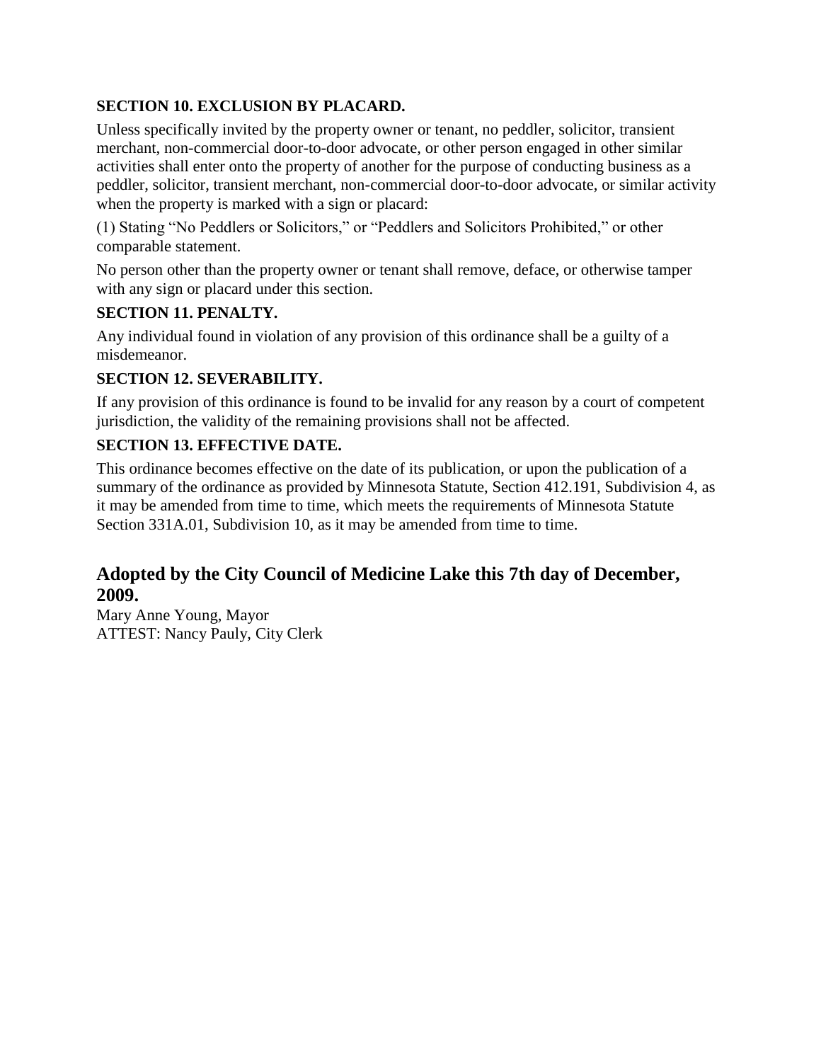**SECTION 10. EXCLUSION BY PLACARD.**

Unless specifically invited by the property owner or tenant, no peddler, solicitor, transient merchant, non-commercial door-to-door advocate, or other person engaged in other similar activities shall enter onto the property of another for the purpose of conducting business as a peddler, solicitor, transient merchant, non-commercial door-to-door advocate, or similar activity when the property is marked with a sign or placard:

(1) Stating “No Peddlers or Solicitors,” or “Peddlers and Solicitors Prohibited,” or other comparable statement.

No person other than the property owner or tenant shall remove, deface, or otherwise tamper with any sign or placard under this section.

**SECTION 11. PENALTY.**

Any individual found in violation of any provision of this ordinance shall be a guilty of a misdemeanor.

**SECTION 12. SEVERABILITY.**

If any provision of this ordinance is found to be invalid for any reason by a court of competent jurisdiction, the validity of the remaining provisions shall not be affected.

**SECTION 13. EFFECTIVE DATE.**

This ordinance becomes effective on the date of its publication, or upon the publication of a summary of the ordinance as provided by Minnesota Statute, Section 412.191, Subdivision 4, as it may be amended from time to time, which meets the requirements of Minnesota Statute Section 331A.01, Subdivision 10, as it may be amended from time to time.

## Adopted by the City Council of Medicine Lake this 7th day of December, 2009.

Mary Anne Young, Mayor
ATTEST: Nancy Pauly, City Clerk